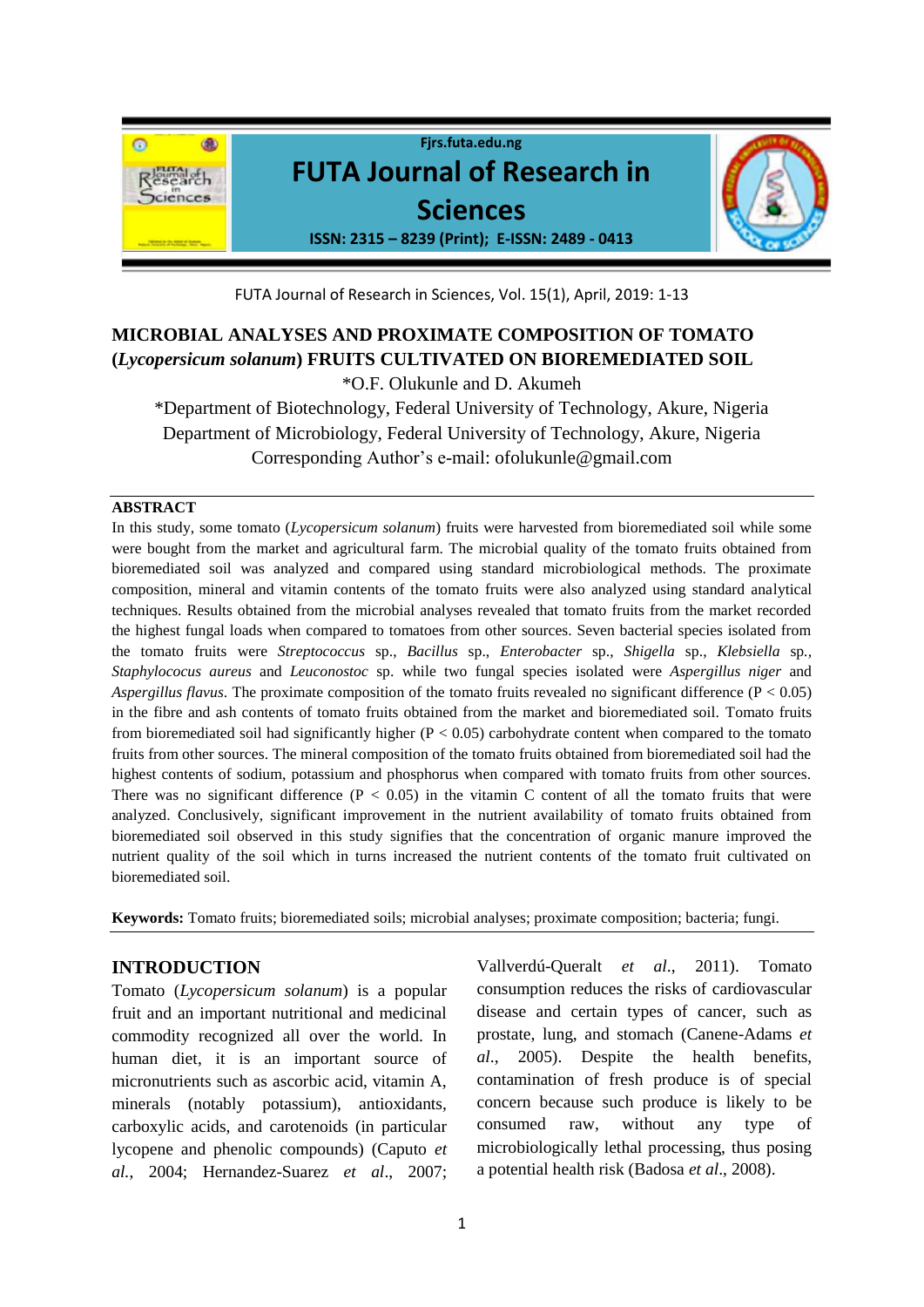# MICROBIAL ANALYSES AND PROXIMATE COMPOSITION OF TOMATO (*Lycopersicum solanum*) FRUITS CULTIVATED ON BIOREMEDIATED SOIL

*O.F. Olukunle and D. Akumeh

*Department of Biotechnology, Federal University of Technology, Akure, Nigeria

Department of Microbiology, Federal University of Technology, Akure, Nigeria

Corresponding Author's e-mail: ofolukunle@gmail.com

## ABSTRACT

In this study, some tomato (*Lycopersicum solanum*) fruits were harvested from bioremediated soil while some were bought from the market and agricultural farm. The microbial quality of the tomato fruits obtained from bioremediated soil was analyzed and compared using standard microbiological methods. The proximate composition, mineral and vitamin contents of the tomato fruits were also analyzed using standard analytical techniques. Results obtained from the microbial analyses revealed that tomato fruits from the market recorded the highest fungal loads when compared to tomatoes from other sources. Seven bacterial species isolated from the tomato fruits were *Streptococcus* sp., *Bacillus* sp., *Enterobacter* sp., *Shigella* sp., *Klebsiella* sp., *Staphylococus aureus* and *Leuconostoc* sp. while two fungal species isolated were *Aspergillus niger* and *Aspergillus flavus*. The proximate composition of the tomato fruits revealed no significant difference ($P < 0.05$) in the fibre and ash contents of tomato fruits obtained from the market and bioremediated soil. Tomato fruits from bioremediated soil had significantly higher ($P < 0.05$) carbohydrate content when compared to the tomato fruits from other sources. The mineral composition of the tomato fruits obtained from bioremediated soil had the highest contents of sodium, potassium and phosphorus when compared with tomato fruits from other sources. There was no significant difference ($P < 0.05$) in the vitamin C content of all the tomato fruits that were analyzed. Conclusively, significant improvement in the nutrient availability of tomato fruits obtained from bioremediated soil observed in this study signifies that the concentration of organic manure improved the nutrient quality of the soil which in turns increased the nutrient contents of the tomato fruit cultivated on bioremediated soil.

**Keywords:** Tomato fruits; bioremediated soils; microbial analyses; proximate composition; bacteria; fungi.

## INTRODUCTION

Tomato (*Lycopersicum solanum*) is a popular fruit and an important nutritional and medicinal commodity recognized all over the world. In human diet, it is an important source of micronutrients such as ascorbic acid, vitamin A, minerals (notably potassium), antioxidants, carboxylic acids, and carotenoids (in particular lycopene and phenolic compounds) (Caputo *et al.*, 2004; Hernandez-Suarez *et al.*, 2007; Vallverdú-Queralt *et al.*, 2011). Tomato consumption reduces the risks of cardiovascular disease and certain types of cancer, such as prostate, lung, and stomach (Canene-Adams *et al.*, 2005). Despite the health benefits, contamination of fresh produce is of special concern because such produce is likely to be consumed raw, without any type of microbiologically lethal processing, thus posing a potential health risk (Badosa *et al*., 2008).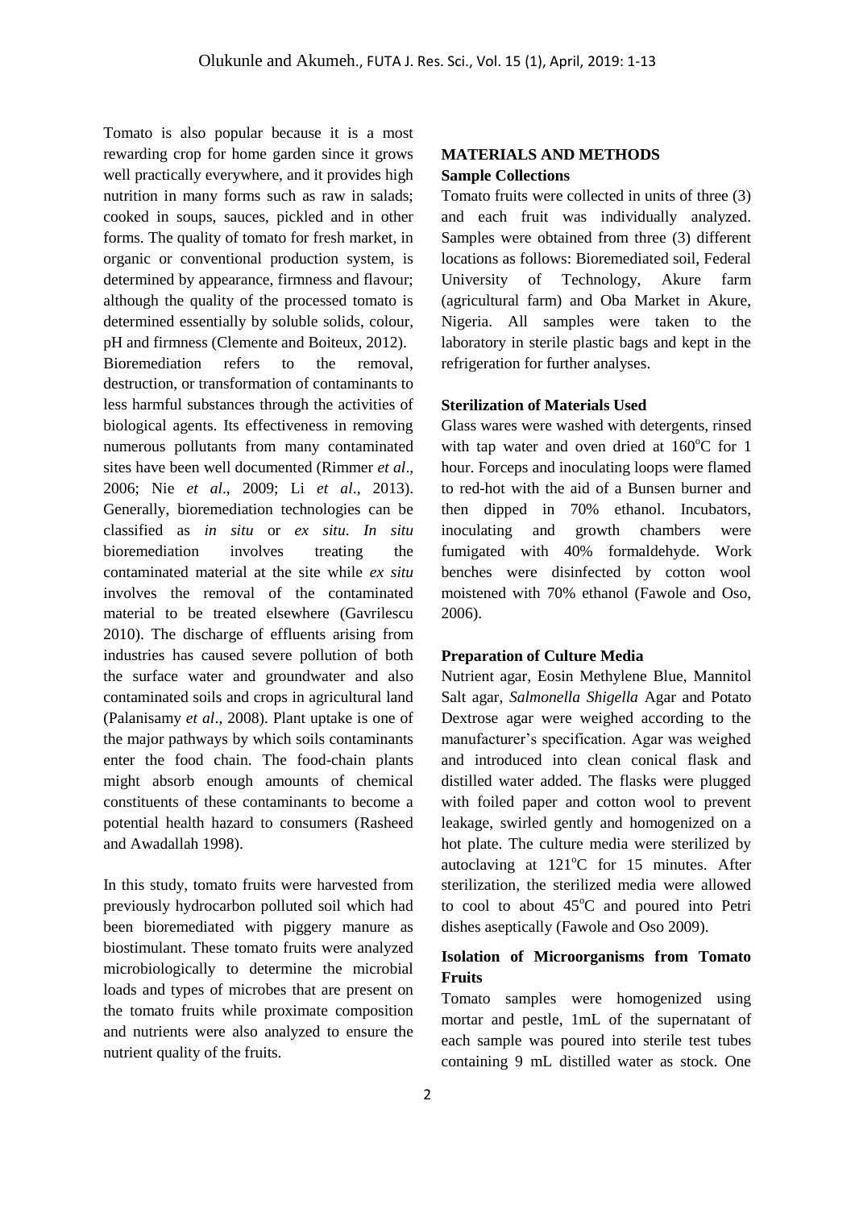Tomato is also popular because it is a most rewarding crop for home garden since it grows well practically everywhere, and it provides high nutrition in many forms such as raw in salads; cooked in soups, sauces, pickled and in other forms. The quality of tomato for fresh market, in organic or conventional production system, is determined by appearance, firmness and flavour; although the quality of the processed tomato is determined essentially by soluble solids, colour, pH and firmness (Clemente and Boiteux, 2012).
Bioremediation refers to the removal, destruction, or transformation of contaminants to less harmful substances through the activities of biological agents. Its effectiveness in removing numerous pollutants from many contaminated sites have been well documented (Rimmer *et al*., 2006; Nie *et al*., 2009; Li *et al*., 2013). Generally, bioremediation technologies can be classified as *in situ* or *ex situ*. *In situ* bioremediation involves treating the contaminated material at the site while *ex situ* involves the removal of the contaminated material to be treated elsewhere (Gavrilescu 2010). The discharge of effluents arising from industries has caused severe pollution of both the surface water and groundwater and also contaminated soils and crops in agricultural land (Palanisamy *et al*., 2008). Plant uptake is one of the major pathways by which soils contaminants enter the food chain. The food-chain plants might absorb enough amounts of chemical constituents of these contaminants to become a potential health hazard to consumers (Rasheed and Awadallah 1998).

In this study, tomato fruits were harvested from previously hydrocarbon polluted soil which had been bioremediated with piggery manure as biostimulant. These tomato fruits were analyzed microbiologically to determine the microbial loads and types of microbes that are present on the tomato fruits while proximate composition and nutrients were also analyzed to ensure the nutrient quality of the fruits.

## MATERIALS AND METHODS

### Sample Collections

Tomato fruits were collected in units of three (3) and each fruit was individually analyzed. Samples were obtained from three (3) different locations as follows: Bioremediated soil, Federal University of Technology, Akure farm (agricultural farm) and Oba Market in Akure, Nigeria. All samples were taken to the laboratory in sterile plastic bags and kept in the refrigeration for further analyses.

### Sterilization of Materials Used

Glass wares were washed with detergents, rinsed with tap water and oven dried at 160$^{o}$C for 1 hour. Forceps and inoculating loops were flamed to red-hot with the aid of a Bunsen burner and then dipped in 70% ethanol. Incubators, inoculating and growth chambers were fumigated with 40% formaldehyde. Work benches were disinfected by cotton wool moistened with 70% ethanol (Fawole and Oso, 2006).

### Preparation of Culture Media

Nutrient agar, Eosin Methylene Blue, Mannitol Salt agar, *Salmonella Shigella* Agar and Potato Dextrose agar were weighed according to the manufacturer's specification. Agar was weighed and introduced into clean conical flask and distilled water added. The flasks were plugged with foiled paper and cotton wool to prevent leakage, swirled gently and homogenized on a hot plate. The culture media were sterilized by autoclaving at 121$^{o}$C for 15 minutes. After sterilization, the sterilized media were allowed to cool to about 45$^{o}$C and poured into Petri dishes aseptically (Fawole and Oso 2009).

### Isolation of Microorganisms from Tomato Fruits

Tomato samples were homogenized using mortar and pestle, 1mL of the supernatant of each sample was poured into sterile test tubes containing 9 mL distilled water as stock. One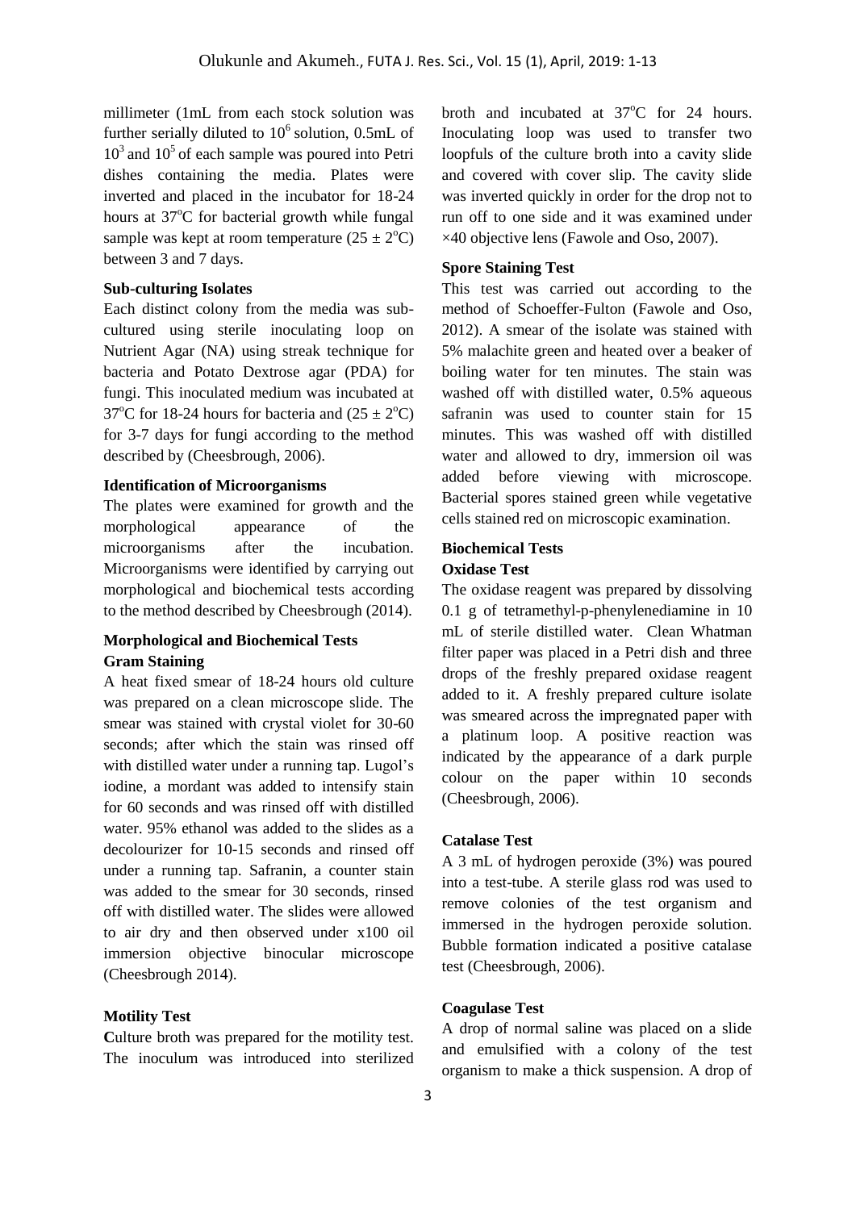millimeter (1mL from each stock solution was further serially diluted to $10^6$ solution, 0.5mL of $10^3$ and $10^5$ of each sample was poured into Petri dishes containing the media. Plates were inverted and placed in the incubator for 18-24 hours at 37°C for bacterial growth while fungal sample was kept at room temperature ($25 \pm 2$°C) between 3 and 7 days.

**Sub-culturing Isolates**

Each distinct colony from the media was sub-cultured using sterile inoculating loop on Nutrient Agar (NA) using streak technique for bacteria and Potato Dextrose agar (PDA) for fungi. This inoculated medium was incubated at 37°C for 18-24 hours for bacteria and ($25 \pm 2$°C) for 3-7 days for fungi according to the method described by (Cheesbrough, 2006).

**Identification of Microorganisms**

The plates were examined for growth and the morphological appearance of the microorganisms after the incubation. Microorganisms were identified by carrying out morphological and biochemical tests according to the method described by Cheesbrough (2014).

**Morphological and Biochemical Tests**

**Gram Staining**

A heat fixed smear of 18-24 hours old culture was prepared on a clean microscope slide. The smear was stained with crystal violet for 30-60 seconds; after which the stain was rinsed off with distilled water under a running tap. Lugol's iodine, a mordant was added to intensify stain for 60 seconds and was rinsed off with distilled water. 95% ethanol was added to the slides as a decolourizer for 10-15 seconds and rinsed off under a running tap. Safranin, a counter stain was added to the smear for 30 seconds, rinsed off with distilled water. The slides were allowed to air dry and then observed under x100 oil immersion objective binocular microscope (Cheesbrough 2014).

**Motility Test**

**C**ulture broth was prepared for the motility test. The inoculum was introduced into sterilized broth and incubated at 37°C for 24 hours. Inoculating loop was used to transfer two loopfuls of the culture broth into a cavity slide and covered with cover slip. The cavity slide was inverted quickly in order for the drop not to run off to one side and it was examined under ×40 objective lens (Fawole and Oso, 2007).

**Spore Staining Test**

This test was carried out according to the method of Schoeffer-Fulton (Fawole and Oso, 2012). A smear of the isolate was stained with 5% malachite green and heated over a beaker of boiling water for ten minutes. The stain was washed off with distilled water, 0.5% aqueous safranin was used to counter stain for 15 minutes. This was washed off with distilled water and allowed to dry, immersion oil was added before viewing with microscope. Bacterial spores stained green while vegetative cells stained red on microscopic examination.

**Biochemical Tests**

**Oxidase Test**

The oxidase reagent was prepared by dissolving 0.1 g of tetramethyl-p-phenylenediamine in 10 mL of sterile distilled water. Clean Whatman filter paper was placed in a Petri dish and three drops of the freshly prepared oxidase reagent added to it. A freshly prepared culture isolate was smeared across the impregnated paper with a platinum loop. A positive reaction was indicated by the appearance of a dark purple colour on the paper within 10 seconds (Cheesbrough, 2006).

**Catalase Test**

A 3 mL of hydrogen peroxide (3%) was poured into a test-tube. A sterile glass rod was used to remove colonies of the test organism and immersed in the hydrogen peroxide solution. Bubble formation indicated a positive catalase test (Cheesbrough, 2006).

**Coagulase Test**

A drop of normal saline was placed on a slide and emulsified with a colony of the test organism to make a thick suspension. A drop of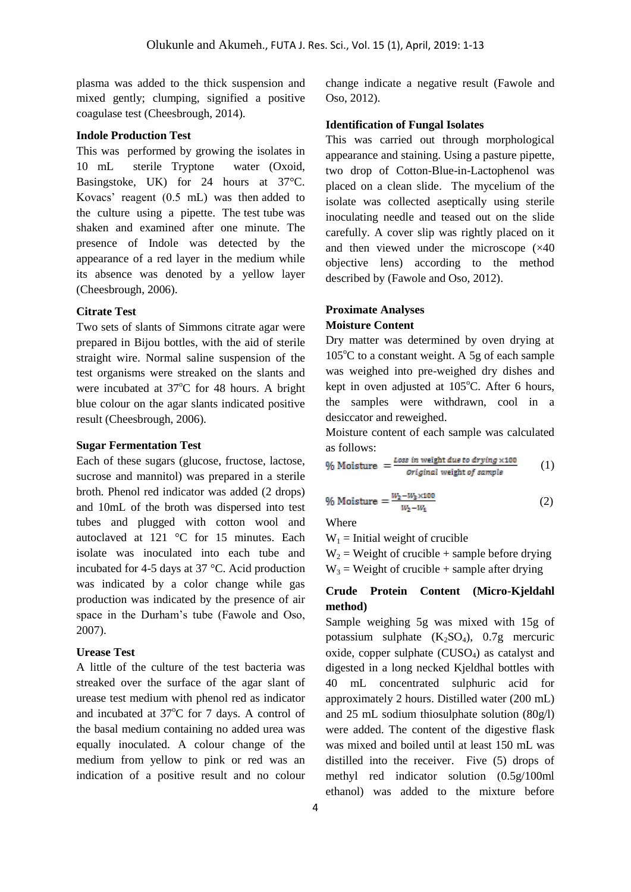plasma was added to the thick suspension and mixed gently; clumping, signified a positive coagulase test (Cheesbrough, 2014).

**Indole Production Test**

This was performed by growing the isolates in 10 mL sterile Tryptone water (Oxoid, Basingstoke, UK) for 24 hours at 37°C. Kovacs' reagent (0.5 mL) was then added to the culture using a pipette. The test tube was shaken and examined after one minute. The presence of Indole was detected by the appearance of a red layer in the medium while its absence was denoted by a yellow layer (Cheesbrough, 2006).

**Citrate Test**

Two sets of slants of Simmons citrate agar were prepared in Bijou bottles, with the aid of sterile straight wire. Normal saline suspension of the test organisms were streaked on the slants and were incubated at 37°C for 48 hours. A bright blue colour on the agar slants indicated positive result (Cheesbrough, 2006).

**Sugar Fermentation Test**

Each of these sugars (glucose, fructose, lactose, sucrose and mannitol) was prepared in a sterile broth. Phenol red indicator was added (2 drops) and 10mL of the broth was dispersed into test tubes and plugged with cotton wool and autoclaved at 121 °C for 15 minutes. Each isolate was inoculated into each tube and incubated for 4-5 days at 37 °C. Acid production was indicated by a color change while gas production was indicated by the presence of air space in the Durham's tube (Fawole and Oso, 2007).

**Urease Test**

A little of the culture of the test bacteria was streaked over the surface of the agar slant of urease test medium with phenol red as indicator and incubated at 37°C for 7 days. A control of the basal medium containing no added urea was equally inoculated. A colour change of the medium from yellow to pink or red was an indication of a positive result and no colour change indicate a negative result (Fawole and Oso, 2012).

**Identification of Fungal Isolates**

This was carried out through morphological appearance and staining. Using a pasture pipette, two drop of Cotton-Blue-in-Lactophenol was placed on a clean slide. The mycelium of the isolate was collected aseptically using sterile inoculating needle and teased out on the slide carefully. A cover slip was rightly placed on it and then viewed under the microscope (×40 objective lens) according to the method described by (Fawole and Oso, 2012).

**Proximate Analyses**

**Moisture Content**

Dry matter was determined by oven drying at 105°C to a constant weight. A 5g of each sample was weighed into pre-weighed dry dishes and kept in oven adjusted at 105°C. After 6 hours, the samples were withdrawn, cool in a desiccator and reweighed.

Moisture content of each sample was calculated as follows:

$$\% \text{ Moisture} = \frac{\text{Loss in weight due to drying} \times 100}{\text{Original weight of sample}} \quad (1)$$

$$\% \text{ Moisture} = \frac{W_2 - W_3 \times 100}{W_2 - W_1} \quad (2)$$

Where

$W_1$ = Initial weight of crucible

$W_2$ = Weight of crucible + sample before drying

$W_3$ = Weight of crucible + sample after drying

**Crude Protein Content (Micro-Kjeldahl method)**

Sample weighing 5g was mixed with 15g of potassium sulphate ($K_2SO_4$), 0.7g mercuric oxide, copper sulphate ($CUSO_4$) as catalyst and digested in a long necked Kjeldhal bottles with 40 mL concentrated sulphuric acid for approximately 2 hours. Distilled water (200 mL) and 25 mL sodium thiosulphate solution (80g/l) were added. The content of the digestive flask was mixed and boiled until at least 150 mL was distilled into the receiver. Five (5) drops of methyl red indicator solution (0.5g/100ml ethanol) was added to the mixture before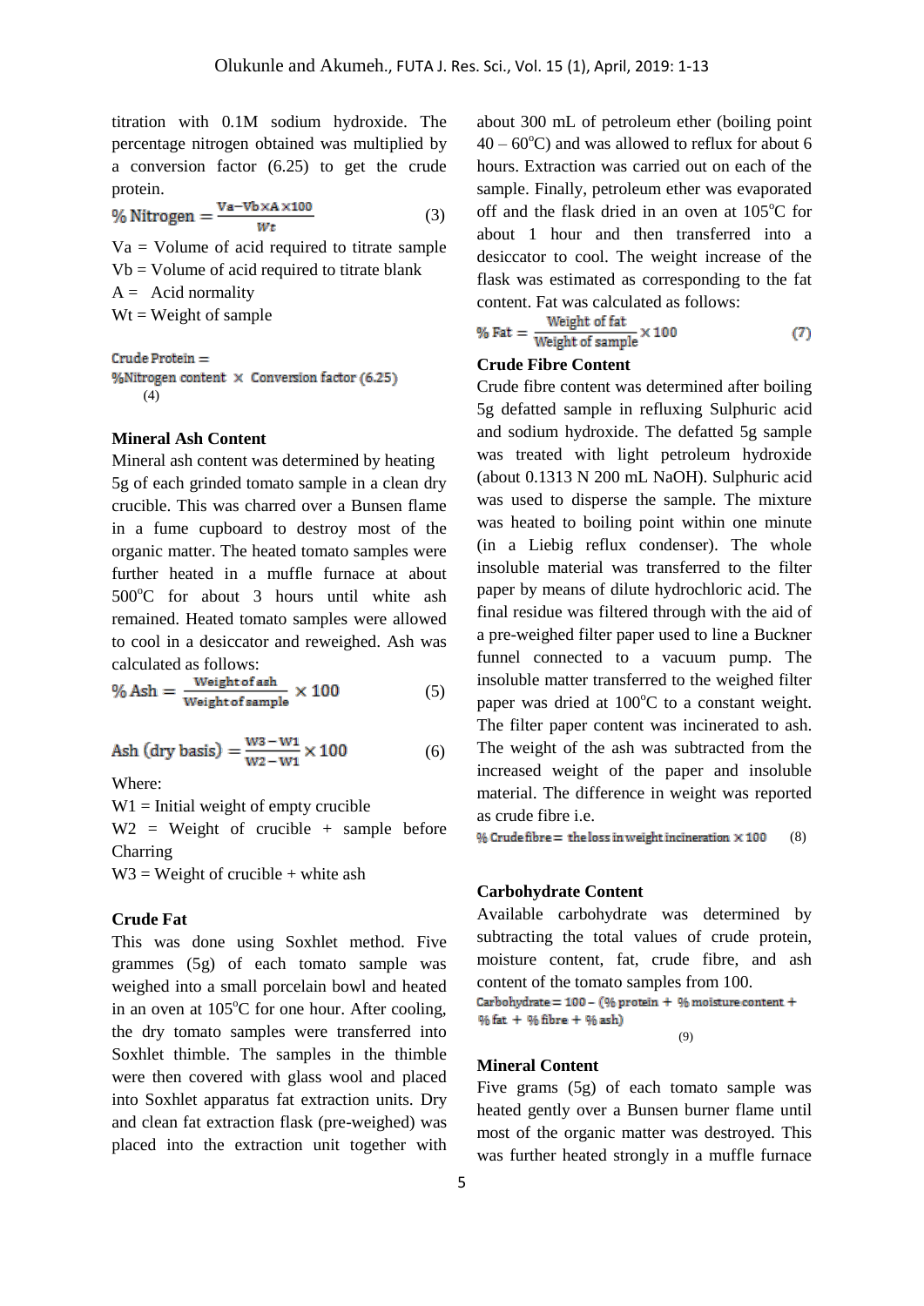titration with 0.1M sodium hydroxide. The percentage nitrogen obtained was multiplied by a conversion factor (6.25) to get the crude protein.

$$\% \text{ Nitrogen} = \frac{Va - Vb \times A \times 100}{Wt} \qquad (3)$$

Va = Volume of acid required to titrate sample
Vb = Volume of acid required to titrate blank
A = Acid normality
Wt = Weight of sample

$$\text{Crude Protein} = \%\text{Nitrogen content} \times \text{Conversion factor (6.25)} \qquad (4)$$

### Mineral Ash Content

Mineral ash content was determined by heating 5g of each grinded tomato sample in a clean dry crucible. This was charred over a Bunsen flame in a fume cupboard to destroy most of the organic matter. The heated tomato samples were further heated in a muffle furnace at about 500°C for about 3 hours until white ash remained. Heated tomato samples were allowed to cool in a desiccator and reweighed. Ash was calculated as follows:

$$\% \text{ Ash} = \frac{\text{Weight of ash}}{\text{Weight of sample}} \times 100 \qquad (5)$$

$$\text{Ash (dry basis)} = \frac{W3 - W1}{W2 - W1} \times 100 \qquad (6)$$

Where:
W1 = Initial weight of empty crucible
W2 = Weight of crucible + sample before Charring
W3 = Weight of crucible + white ash

### Crude Fat

This was done using Soxhlet method. Five grammes (5g) of each tomato sample was weighed into a small porcelain bowl and heated in an oven at 105°C for one hour. After cooling, the dry tomato samples were transferred into Soxhlet thimble. The samples in the thimble were then covered with glass wool and placed into Soxhlet apparatus fat extraction units. Dry and clean fat extraction flask (pre-weighed) was placed into the extraction unit together with about 300 mL of petroleum ether (boiling point 40 – 60°C) and was allowed to reflux for about 6 hours. Extraction was carried out on each of the sample. Finally, petroleum ether was evaporated off and the flask dried in an oven at 105°C for about 1 hour and then transferred into a desiccator to cool. The weight increase of the flask was estimated as corresponding to the fat content. Fat was calculated as follows:

$$\% \text{ Fat} = \frac{\text{Weight of fat}}{\text{Weight of sample}} \times 100 \qquad (7)$$

### Crude Fibre Content

Crude fibre content was determined after boiling 5g defatted sample in refluxing Sulphuric acid and sodium hydroxide. The defatted 5g sample was treated with light petroleum hydroxide (about 0.1313 N 200 mL NaOH). Sulphuric acid was used to disperse the sample. The mixture was heated to boiling point within one minute (in a Liebig reflux condenser). The whole insoluble material was transferred to the filter paper by means of dilute hydrochloric acid. The final residue was filtered through with the aid of a pre-weighed filter paper used to line a Buckner funnel connected to a vacuum pump. The insoluble matter transferred to the weighed filter paper was dried at 100°C to a constant weight. The filter paper content was incinerated to ash. The weight of the ash was subtracted from the increased weight of the paper and insoluble material. The difference in weight was reported as crude fibre i.e.

$$\% \text{ Crude fibre} = \text{the loss in weight incineration} \times 100 \qquad (8)$$

### Carbohydrate Content

Available carbohydrate was determined by subtracting the total values of crude protein, moisture content, fat, crude fibre, and ash content of the tomato samples from 100.

$$\text{Carbohydrate} = 100 - (\% \text{ protein} + \% \text{ moisture content} + \% \text{ fat} + \% \text{ fibre} + \% \text{ ash}) \qquad (9)$$

### Mineral Content

Five grams (5g) of each tomato sample was heated gently over a Bunsen burner flame until most of the organic matter was destroyed. This was further heated strongly in a muffle furnace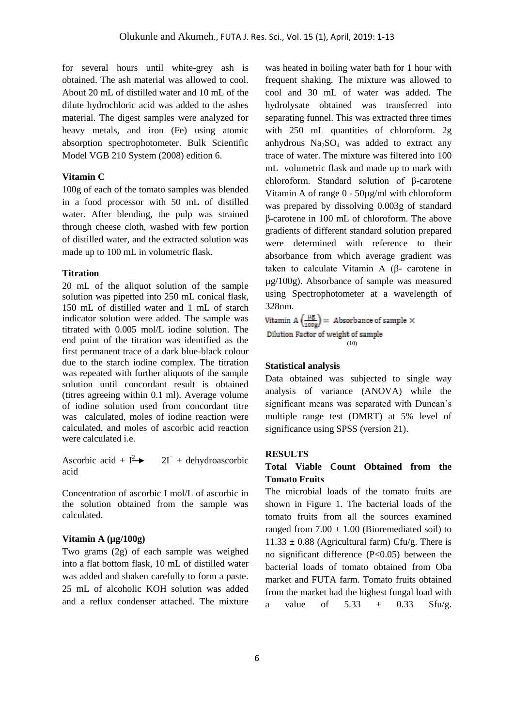for several hours until white-grey ash is obtained. The ash material was allowed to cool. About 20 mL of distilled water and 10 mL of the dilute hydrochloric acid was added to the ashes material. The digest samples were analyzed for heavy metals, and iron (Fe) using atomic absorption spectrophotometer. Bulk Scientific Model VGB 210 System (2008) edition 6.

### Vitamin C

100g of each of the tomato samples was blended in a food processor with 50 mL of distilled water. After blending, the pulp was strained through cheese cloth, washed with few portion of distilled water, and the extracted solution was made up to 100 mL in volumetric flask.

### Titration

20 mL of the aliquot solution of the sample solution was pipetted into 250 mL conical flask, 150 mL of distilled water and 1 mL of starch indicator solution were added. The sample was titrated with 0.005 mol/L iodine solution. The end point of the titration was identified as the first permanent trace of a dark blue-black colour due to the starch iodine complex. The titration was repeated with further aliquots of the sample solution until concordant result is obtained (titres agreeing within 0.1 ml). Average volume of iodine solution used from concordant titre was calculated, moles of iodine reaction were calculated, and moles of ascorbic acid reaction were calculated i.e.

Ascorbic acid + $I^{2} \rightarrow$ $2I^{-}$ + dehydroascorbic acid

Concentration of ascorbic I mol/L of ascorbic in the solution obtained from the sample was calculated.

### Vitamin A (µg/100g)

Two grams (2g) of each sample was weighed into a flat bottom flask, 10 mL of distilled water was added and shaken carefully to form a paste. 25 mL of alcoholic KOH solution was added and a reflux condenser attached. The mixture was heated in boiling water bath for 1 hour with frequent shaking. The mixture was allowed to cool and 30 mL of water was added. The hydrolysate obtained was transferred into separating funnel. This was extracted three times with 250 mL quantities of chloroform. 2g anhydrous $Na_2SO_4$ was added to extract any trace of water. The mixture was filtered into 100 mL volumetric flask and made up to mark with chloroform. Standard solution of β-carotene Vitamin A of range 0 - 50µg/ml with chloroform was prepared by dissolving 0.003g of standard β-carotene in 100 mL of chloroform. The above gradients of different standard solution prepared were determined with reference to their absorbance from which average gradient was taken to calculate Vitamin A (β- carotene in µg/100g). Absorbance of sample was measured using Spectrophotometer at a wavelength of 328nm.

$$\text{Vitamin A}\left(\frac{\mu g}{100g}\right) = \text{Absorbance of sample} \times \text{Dilution Factor of weight of sample} \quad (10)$$

### Statistical analysis

Data obtained was subjected to single way analysis of variance (ANOVA) while the significant means was separated with Duncan's multiple range test (DMRT) at 5% level of significance using SPSS (version 21).

## RESULTS

### Total Viable Count Obtained from the Tomato Fruits

The microbial loads of the tomato fruits are shown in Figure 1. The bacterial loads of the tomato fruits from all the sources examined ranged from 7.00 ± 1.00 (Bioremediated soil) to 11.33 ± 0.88 (Agricultural farm) Cfu/g. There is no significant difference ($P<0.05$) between the bacterial loads of tomato obtained from Oba market and FUTA farm. Tomato fruits obtained from the market had the highest fungal load with a value of 5.33 ± 0.33 Sfu/g.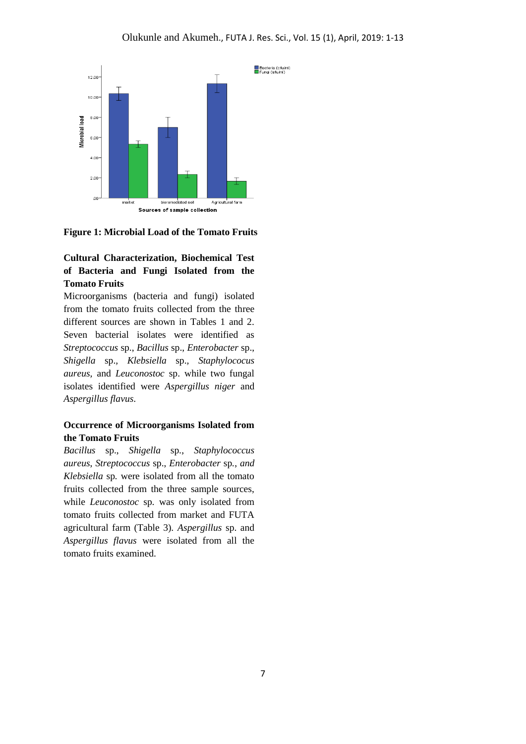**Figure 1: Microbial Load of the Tomato Fruits**

**Cultural Characterization, Biochemical Test of Bacteria and Fungi Isolated from the Tomato Fruits**

Microorganisms (bacteria and fungi) isolated from the tomato fruits collected from the three different sources are shown in Tables 1 and 2. Seven bacterial isolates were identified as *Streptococcus* sp., *Bacillus* sp., *Enterobacter* sp., *Shigella* sp., *Klebsiella* sp., *Staphylococus aureus*, and *Leuconostoc* sp. while two fungal isolates identified were *Aspergillus niger* and *Aspergillus flavus*.

**Occurrence of Microorganisms Isolated from the Tomato Fruits**

*Bacillus* sp., *Shigella* sp., *Staphylococcus aureus*, *Streptococcus* sp., *Enterobacter* sp., *and Klebsiella* sp. were isolated from all the tomato fruits collected from the three sample sources, while *Leuconostoc* sp. was only isolated from tomato fruits collected from market and FUTA agricultural farm (Table 3). *Aspergillus* sp. and *Aspergillus flavus* were isolated from all the tomato fruits examined.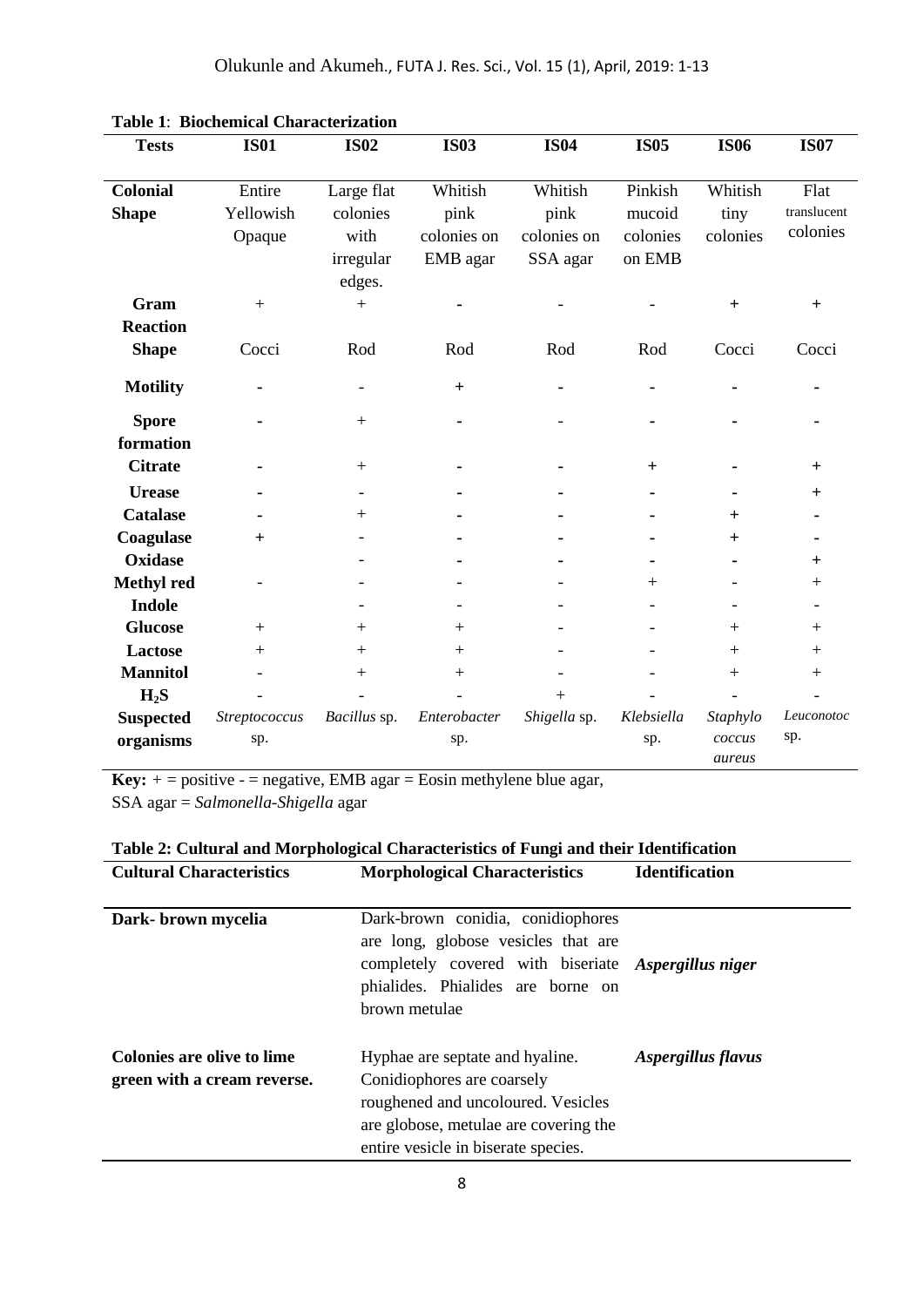**Table 1**: **Biochemical Characterization**

| Tests | IS01 | IS02 | IS03 | IS04 | IS05 | IS06 | IS07 |
|---|---|---|---|---|---|---|---|
| **Colonial Shape** | Entire Yellowish Opaque | Large flat colonies with irregular edges. | Whitish pink colonies on EMB agar | Whitish pink colonies on SSA agar | Pinkish mucoid colonies on EMB | Whitish tiny colonies | Flat translucent colonies |
| **Gram Reaction** | + | + | - | - | - | + | + |
| **Shape** | Cocci | Rod | Rod | Rod | Rod | Cocci | Cocci |
| **Motility** | - | - | + | - | - | - | - |
| **Spore formation** | - | + | - | - | - | - | - |
| **Citrate** | - | + | - | - | + | - | + |
| **Urease** | - | - | - | - | - | - | + |
| **Catalase** | - | + | - | - | - | + | - |
| **Coagulase** | + | - | - | - | - | + | - |
| **Oxidase** | | - | - | - | - | - | + |
| **Methyl red** | - | - | - | - | + | - | + |
| **Indole** | | - | - | - | - | - | - |
| **Glucose** | + | + | + | - | - | + | + |
| **Lactose** | + | + | + | - | - | + | + |
| **Mannitol** | - | + | + | - | - | + | + |
| **$H_2S$** | - | - | - | + | - | - | - |
| **Suspected organisms** | *Streptococcus* sp. | *Bacillus* sp. | *Enterobacter* sp. | *Shigella* sp. | *Klebsiella* sp. | *Staphylococcus aureus* | *Leuconotoc* sp. |

**Key:** + = positive - = negative, EMB agar = Eosin methylene blue agar, SSA agar = *Salmonella-Shigella* agar

**Table 2: Cultural and Morphological Characteristics of Fungi and their Identification**

| Cultural Characteristics | Morphological Characteristics | Identification |
|---|---|---|
| **Dark- brown mycelia** | Dark-brown conidia, conidiophores are long, globose vesicles that are completely covered with biseriate phialides. Phialides are borne on brown metulae | ***Aspergillus niger*** |
| **Colonies are olive to lime green with a cream reverse.** | Hyphae are septate and hyaline. Conidiophores are coarsely roughened and uncoloured. Vesicles are globose, metulae are covering the entire vesicle in biserate species. | ***Aspergillus flavus*** |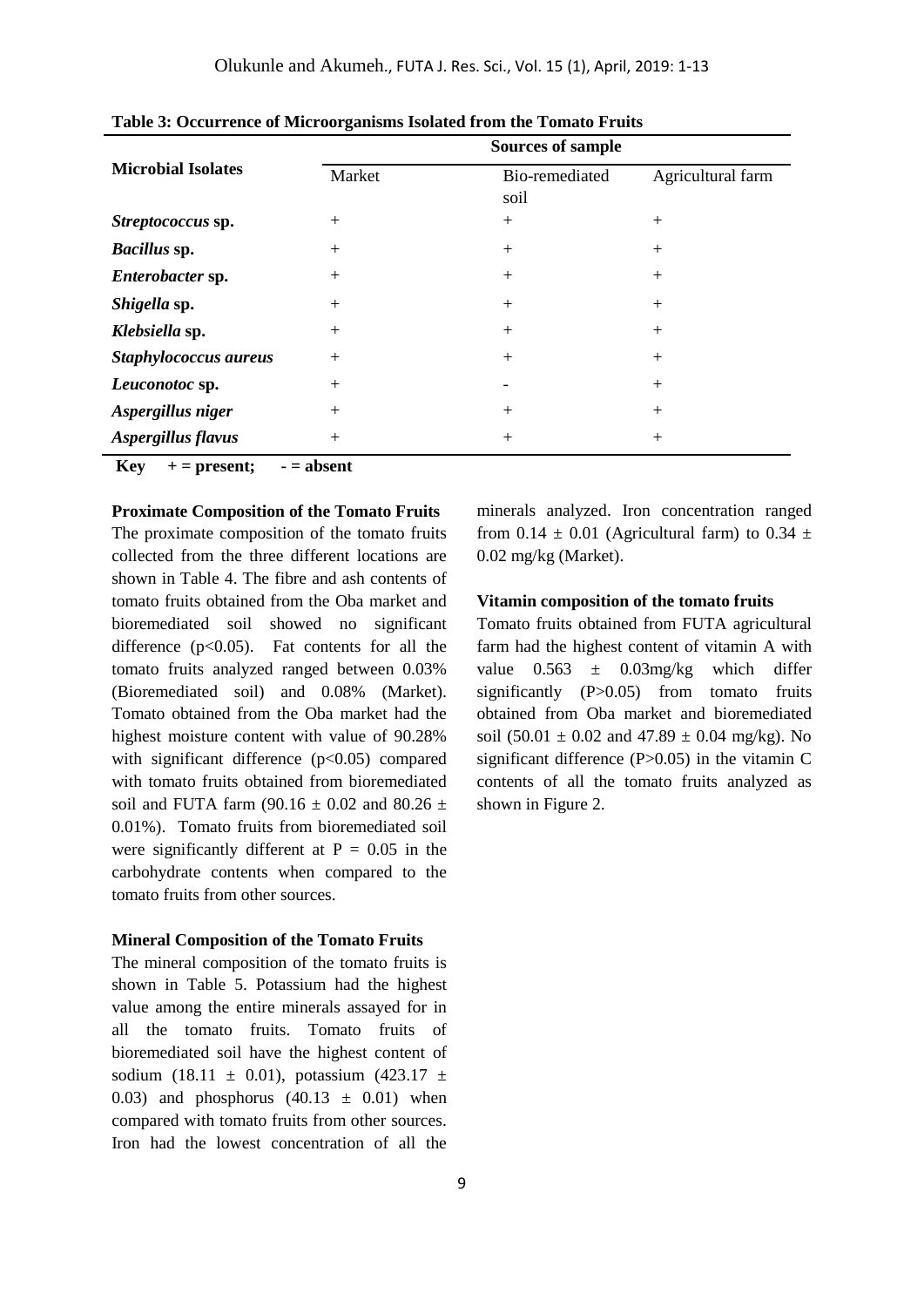**Table 3: Occurrence of Microorganisms Isolated from the Tomato Fruits**

| Microbial Isolates | Sources of sample | | |
|---|---|---|---|
| | Market | Bio-remediated soil | Agricultural farm |
| ***Streptococcus* sp.** | + | + | + |
| ***Bacillus* sp.** | + | + | + |
| ***Enterobacter* sp.** | + | + | + |
| ***Shigella* sp.** | + | + | + |
| ***Klebsiella* sp.** | + | + | + |
| ***Staphylococcus aureus*** | + | + | + |
| ***Leuconotoc* sp.** | + | - | + |
| ***Aspergillus niger*** | + | + | + |
| ***Aspergillus flavus*** | + | + | + |

**Key + = present; - = absent**

**Proximate Composition of the Tomato Fruits**

The proximate composition of the tomato fruits collected from the three different locations are shown in Table 4. The fibre and ash contents of tomato fruits obtained from the Oba market and bioremediated soil showed no significant difference ($p<0.05$). Fat contents for all the tomato fruits analyzed ranged between 0.03% (Bioremediated soil) and 0.08% (Market). Tomato obtained from the Oba market had the highest moisture content with value of 90.28% with significant difference ($p<0.05$) compared with tomato fruits obtained from bioremediated soil and FUTA farm ($90.16 \pm 0.02$ and $80.26 \pm 0.01$%). Tomato fruits from bioremediated soil were significantly different at $P = 0.05$ in the carbohydrate contents when compared to the tomato fruits from other sources.

**Mineral Composition of the Tomato Fruits**

The mineral composition of the tomato fruits is shown in Table 5. Potassium had the highest value among the entire minerals assayed for in all the tomato fruits. Tomato fruits of bioremediated soil have the highest content of sodium ($18.11 \pm 0.01$), potassium ($423.17 \pm 0.03$) and phosphorus ($40.13 \pm 0.01$) when compared with tomato fruits from other sources. Iron had the lowest concentration of all the minerals analyzed. Iron concentration ranged from $0.14 \pm 0.01$ (Agricultural farm) to $0.34 \pm 0.02$ mg/kg (Market).

**Vitamin composition of the tomato fruits**

Tomato fruits obtained from FUTA agricultural farm had the highest content of vitamin A with value $0.563 \pm 0.03$mg/kg which differ significantly ($P>0.05$) from tomato fruits obtained from Oba market and bioremediated soil ($50.01 \pm 0.02$ and $47.89 \pm 0.04$ mg/kg). No significant difference ($P>0.05$) in the vitamin C contents of all the tomato fruits analyzed as shown in Figure 2.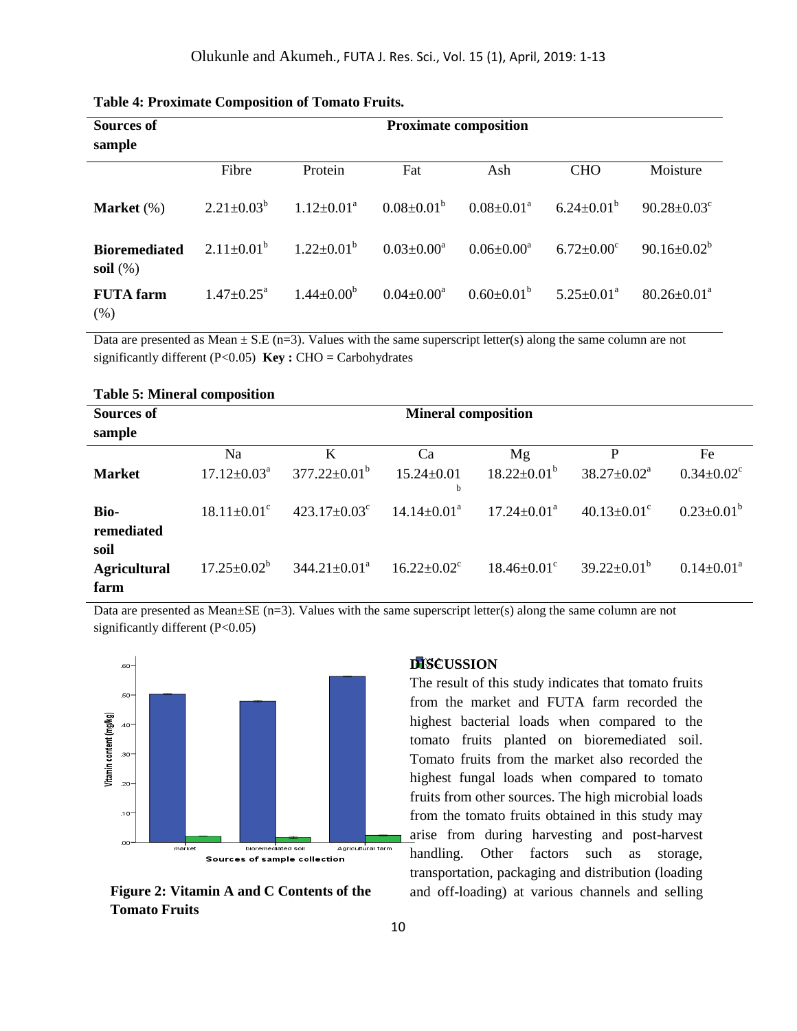**Table 4: Proximate Composition of Tomato Fruits.**

| Sources of sample | Proximate composition | | | | | |
|---|---|---|---|---|---|---|
| | Fibre | Protein | Fat | Ash | CHO | Moisture |
| **Market** (%) | 2.21±0.03[b] | 1.12±0.01[a] | 0.08±0.01[b] | 0.08±0.01[a] | 6.24±0.01[b] | 90.28±0.03[c] |
| **Bioremediated soil** (%) | 2.11±0.01[b] | 1.22±0.01[b] | 0.03±0.00[a] | 0.06±0.00[a] | 6.72±0.00[c] | 90.16±0.02[b] |
| **FUTA farm** (%) | 1.47±0.25[a] | 1.44±0.00[b] | 0.04±0.00[a] | 0.60±0.01[b] | 5.25±0.01[a] | 80.26±0.01[a] |

Data are presented as Mean ± S.E (n=3). Values with the same superscript letter(s) along the same column are not significantly different (P<0.05) **Key :** CHO = Carbohydrates

**Table 5: Mineral composition**

| Sources of sample | Mineral composition | | | | | |
|---|---|---|---|---|---|---|
| | Na | K | Ca | Mg | P | Fe |
| **Market** | 17.12±0.03[a] | 377.22±0.01[b] | 15.24±0.01[b] | 18.22±0.01[b] | 38.27±0.02[a] | 0.34±0.02[c] |
| **Bio-remediated soil** | 18.11±0.01[c] | 423.17±0.03[c] | 14.14±0.01[a] | 17.24±0.01[a] | 40.13±0.01[c] | 0.23±0.01[b] |
| **Agricultural farm** | 17.25±0.02[b] | 344.21±0.01[a] | 16.22±0.02[c] | 18.46±0.01[c] | 39.22±0.01[b] | 0.14±0.01[a] |

Data are presented as Mean±SE (n=3). Values with the same superscript letter(s) along the same column are not significantly different (P<0.05)

**Figure 2: Vitamin A and C Contents of the Tomato Fruits**

## DISCUSSION

The result of this study indicates that tomato fruits from the market and FUTA farm recorded the highest bacterial loads when compared to the tomato fruits planted on bioremediated soil. Tomato fruits from the market also recorded the highest fungal loads when compared to tomato fruits from other sources. The high microbial loads from the tomato fruits obtained in this study may arise from during harvesting and post-harvest handling. Other factors such as storage, transportation, packaging and distribution (loading and off-loading) at various channels and selling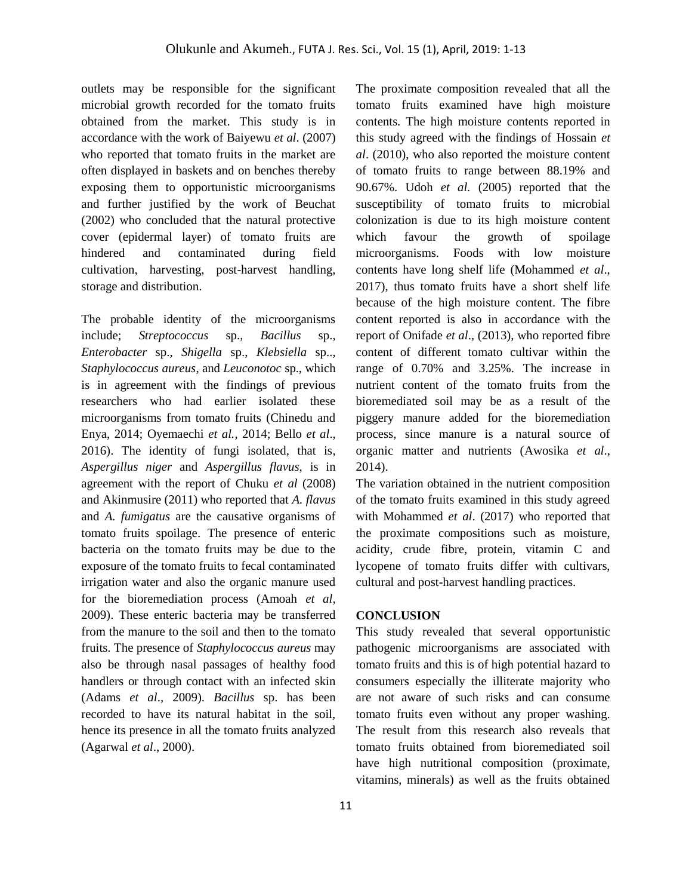outlets may be responsible for the significant microbial growth recorded for the tomato fruits obtained from the market. This study is in accordance with the work of Baiyewu *et al*. (2007) who reported that tomato fruits in the market are often displayed in baskets and on benches thereby exposing them to opportunistic microorganisms and further justified by the work of Beuchat (2002) who concluded that the natural protective cover (epidermal layer) of tomato fruits are hindered and contaminated during field cultivation, harvesting, post-harvest handling, storage and distribution.

The probable identity of the microorganisms include; *Streptococcus* sp., *Bacillus* sp., *Enterobacter* sp., *Shigella* sp., *Klebsiella* sp.., *Staphylococcus aureus*, and *Leuconotoc* sp., which is in agreement with the findings of previous researchers who had earlier isolated these microorganisms from tomato fruits (Chinedu and Enya, 2014; Oyemaechi *et al.*, 2014; Bello *et al*., 2016). The identity of fungi isolated, that is, *Aspergillus niger* and *Aspergillus flavus*, is in agreement with the report of Chuku *et al* (2008) and Akinmusire (2011) who reported that *A. flavus* and *A. fumigatus* are the causative organisms of tomato fruits spoilage. The presence of enteric bacteria on the tomato fruits may be due to the exposure of the tomato fruits to fecal contaminated irrigation water and also the organic manure used for the bioremediation process (Amoah *et al*, 2009). These enteric bacteria may be transferred from the manure to the soil and then to the tomato fruits. The presence of *Staphylococcus aureus* may also be through nasal passages of healthy food handlers or through contact with an infected skin (Adams *et al*., 2009). *Bacillus* sp. has been recorded to have its natural habitat in the soil, hence its presence in all the tomato fruits analyzed (Agarwal *et al*., 2000).

The proximate composition revealed that all the tomato fruits examined have high moisture contents. The high moisture contents reported in this study agreed with the findings of Hossain *et al*. (2010), who also reported the moisture content of tomato fruits to range between 88.19% and 90.67%. Udoh *et al.* (2005) reported that the susceptibility of tomato fruits to microbial colonization is due to its high moisture content which favour the growth of spoilage microorganisms. Foods with low moisture contents have long shelf life (Mohammed *et al*., 2017), thus tomato fruits have a short shelf life because of the high moisture content. The fibre content reported is also in accordance with the report of Onifade *et al*., (2013), who reported fibre content of different tomato cultivar within the range of 0.70% and 3.25%. The increase in nutrient content of the tomato fruits from the bioremediated soil may be as a result of the piggery manure added for the bioremediation process, since manure is a natural source of organic matter and nutrients (Awosika *et al*., 2014).

The variation obtained in the nutrient composition of the tomato fruits examined in this study agreed with Mohammed *et al*. (2017) who reported that the proximate compositions such as moisture, acidity, crude fibre, protein, vitamin C and lycopene of tomato fruits differ with cultivars, cultural and post-harvest handling practices.

## CONCLUSION

This study revealed that several opportunistic pathogenic microorganisms are associated with tomato fruits and this is of high potential hazard to consumers especially the illiterate majority who are not aware of such risks and can consume tomato fruits even without any proper washing. The result from this research also reveals that tomato fruits obtained from bioremediated soil have high nutritional composition (proximate, vitamins, minerals) as well as the fruits obtained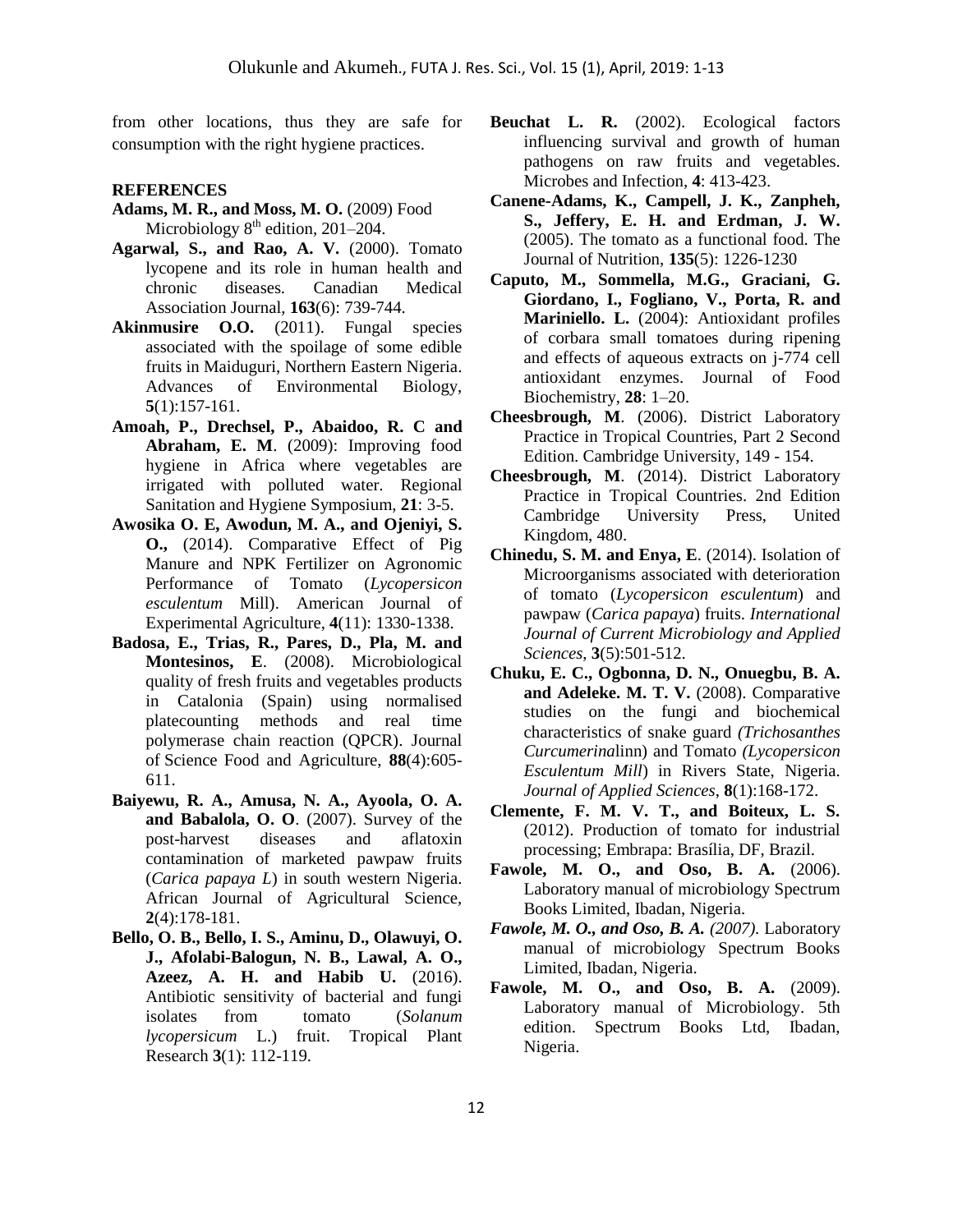from other locations, thus they are safe for consumption with the right hygiene practices.

## REFERENCES

**Adams, M. R., and Moss, M. O.** (2009) Food Microbiology 8th edition, 201–204.

**Agarwal, S., and Rao, A. V.** (2000). Tomato lycopene and its role in human health and chronic diseases. Canadian Medical Association Journal, **163**(6): 739-744.

**Akinmusire O.O.** (2011). Fungal species associated with the spoilage of some edible fruits in Maiduguri, Northern Eastern Nigeria. Advances of Environmental Biology, **5**(1):157-161.

**Amoah, P., Drechsel, P., Abaidoo, R. C and Abraham, E. M**. (2009): Improving food hygiene in Africa where vegetables are irrigated with polluted water. Regional Sanitation and Hygiene Symposium, **21**: 3-5.

**Awosika O. E, Awodun, M. A., and Ojeniyi, S. O.,** (2014). Comparative Effect of Pig Manure and NPK Fertilizer on Agronomic Performance of Tomato (*Lycopersicon esculentum* Mill). American Journal of Experimental Agriculture, **4**(11): 1330-1338.

**Badosa, E., Trias, R., Pares, D., Pla, M. and Montesinos, E**. (2008). Microbiological quality of fresh fruits and vegetables products in Catalonia (Spain) using normalised platecounting methods and real time polymerase chain reaction (QPCR). Journal of Science Food and Agriculture, **88**(4):605-611.

**Baiyewu, R. A., Amusa, N. A., Ayoola, O. A. and Babalola, O. O**. (2007). Survey of the post-harvest diseases and aflatoxin contamination of marketed pawpaw fruits (*Carica papaya L*) in south western Nigeria. African Journal of Agricultural Science, **2**(4):178-181.

**Bello, O. B., Bello, I. S., Aminu, D., Olawuyi, O. J., Afolabi-Balogun, N. B., Lawal, A. O., Azeez, A. H. and Habib U.** (2016). Antibiotic sensitivity of bacterial and fungi isolates from tomato (*Solanum lycopersicum* L.) fruit. Tropical Plant Research **3**(1): 112-119.

**Beuchat L. R.** (2002). Ecological factors influencing survival and growth of human pathogens on raw fruits and vegetables. Microbes and Infection, **4**: 413-423.

**Canene-Adams, K., Campell, J. K., Zanpheh, S., Jeffery, E. H. and Erdman, J. W.** (2005). The tomato as a functional food. The Journal of Nutrition, **135**(5): 1226-1230

**Caputo, M., Sommella, M.G., Graciani, G. Giordano, I., Fogliano, V., Porta, R. and Mariniello. L.** (2004): Antioxidant profiles of corbara small tomatoes during ripening and effects of aqueous extracts on j-774 cell antioxidant enzymes. Journal of Food Biochemistry, **28**: 1–20.

**Cheesbrough, M**. (2006). District Laboratory Practice in Tropical Countries, Part 2 Second Edition. Cambridge University, 149 - 154.

**Cheesbrough, M**. (2014). District Laboratory Practice in Tropical Countries. 2nd Edition Cambridge University Press, United Kingdom, 480.

**Chinedu, S. M. and Enya, E**. (2014). Isolation of Microorganisms associated with deterioration of tomato (*Lycopersicon esculentum*) and pawpaw (*Carica papaya*) fruits. *International Journal of Current Microbiology and Applied Sciences*, **3**(5):501-512.

**Chuku, E. C., Ogbonna, D. N., Onuegbu, B. A. and Adeleke. M. T. V.** (2008). Comparative studies on the fungi and biochemical characteristics of snake guard *(Trichosanthes Curcumerina*linn) and Tomato *(Lycopersicon Esculentum Mill*) in Rivers State, Nigeria. *Journal of Applied Sciences*, **8**(1):168-172.

**Clemente, F. M. V. T., and Boiteux, L. S.** (2012). Production of tomato for industrial processing; Embrapa: Brasília, DF, Brazil.

**Fawole, M. O., and Oso, B. A.** (2006). Laboratory manual of microbiology Spectrum Books Limited, Ibadan, Nigeria.

***Fawole, M. O., and Oso, B. A.*** *(2007).* Laboratory manual of microbiology Spectrum Books Limited, Ibadan, Nigeria.

**Fawole, M. O., and Oso, B. A.** (2009). Laboratory manual of Microbiology. 5th edition. Spectrum Books Ltd, Ibadan, Nigeria.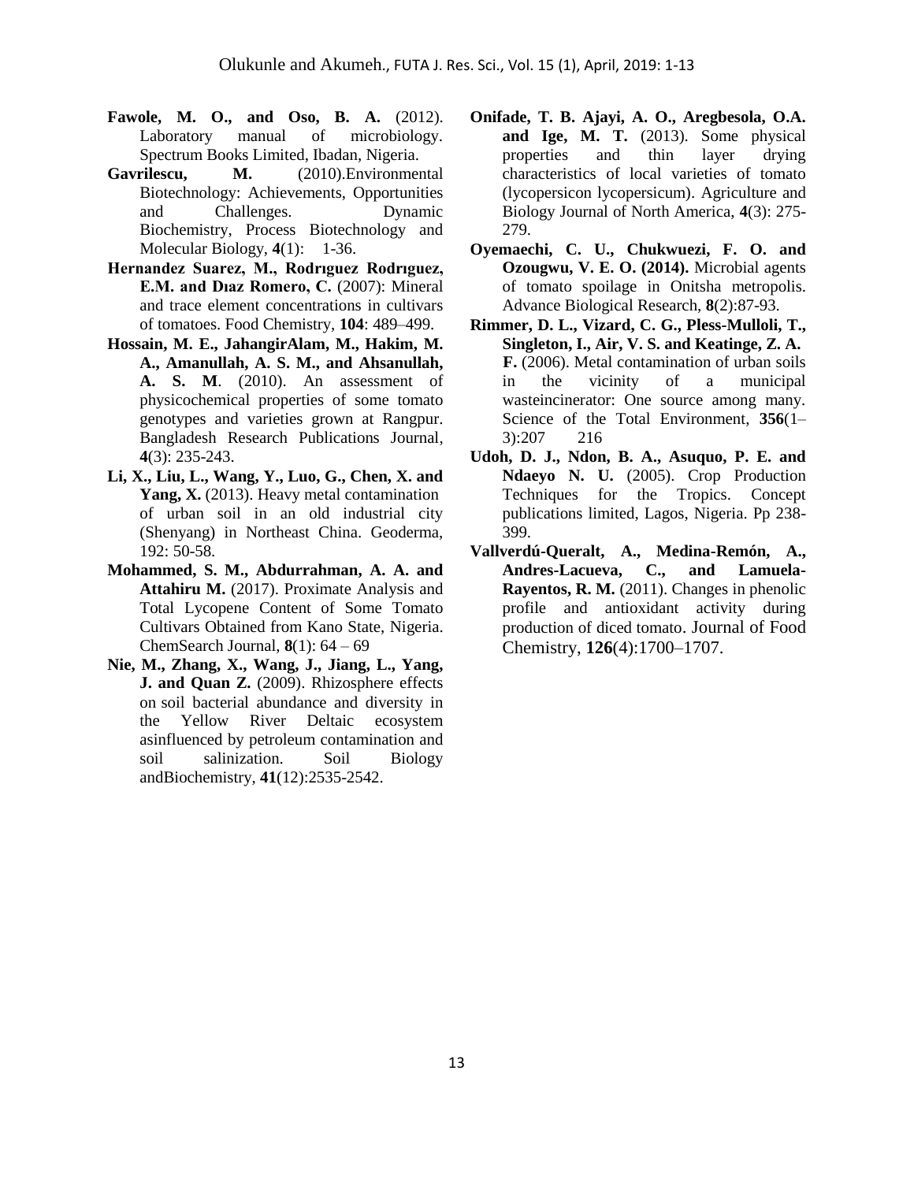**Fawole, M. O., and Oso, B. A.** (2012). Laboratory manual of microbiology. Spectrum Books Limited, Ibadan, Nigeria.

**Gavrilescu, M.** (2010).Environmental Biotechnology: Achievements, Opportunities and Challenges. Dynamic Biochemistry, Process Biotechnology and Molecular Biology, **4**(1): 1-36.

**Hernandez Suarez, M., Rodrıguez Rodrıguez, E.M. and Dıaz Romero, C.** (2007): Mineral and trace element concentrations in cultivars of tomatoes. Food Chemistry, **104**: 489–499.

**Hossain, M. E., JahangirAlam, M., Hakim, M. A., Amanullah, A. S. M., and Ahsanullah, A. S. M**. (2010). An assessment of physicochemical properties of some tomato genotypes and varieties grown at Rangpur. Bangladesh Research Publications Journal, **4**(3): 235-243.

**Li, X., Liu, L., Wang, Y., Luo, G., Chen, X. and Yang, X.** (2013). Heavy metal contamination of urban soil in an old industrial city (Shenyang) in Northeast China. Geoderma, 192: 50-58.

**Mohammed, S. M., Abdurrahman, A. A. and Attahiru M.** (2017). Proximate Analysis and Total Lycopene Content of Some Tomato Cultivars Obtained from Kano State, Nigeria. ChemSearch Journal, **8**(1): 64 – 69

**Nie, M., Zhang, X., Wang, J., Jiang, L., Yang, J. and Quan Z.** (2009). Rhizosphere effects on soil bacterial abundance and diversity in the Yellow River Deltaic ecosystem asinfluenced by petroleum contamination and soil salinization. Soil Biology andBiochemistry, **41**(12):2535-2542.

**Onifade, T. B. Ajayi, A. O., Aregbesola, O.A. and Ige, M. T.** (2013). Some physical properties and thin layer drying characteristics of local varieties of tomato (lycopersicon lycopersicum). Agriculture and Biology Journal of North America, **4**(3): 275-279.

**Oyemaechi, C. U., Chukwuezi, F. O. and Ozougwu, V. E. O. (2014).** Microbial agents of tomato spoilage in Onitsha metropolis. Advance Biological Research, **8**(2):87-93.

**Rimmer, D. L., Vizard, C. G., Pless-Mulloli, T., Singleton, I., Air, V. S. and Keatinge, Z. A. F.** (2006). Metal contamination of urban soils in the vicinity of a municipal wasteincinerator: One source among many. Science of the Total Environment, **356**(1–3):207 216

**Udoh, D. J., Ndon, B. A., Asuquo, P. E. and Ndaeyo N. U.** (2005). Crop Production Techniques for the Tropics. Concept publications limited, Lagos, Nigeria. Pp 238-399.

**Vallverdú-Queralt, A., Medina-Remón, A., Andres-Lacueva, C., and Lamuela-Rayentos, R. M.** (2011). Changes in phenolic profile and antioxidant activity during production of diced tomato. Journal of Food Chemistry, **126**(4):1700–1707.